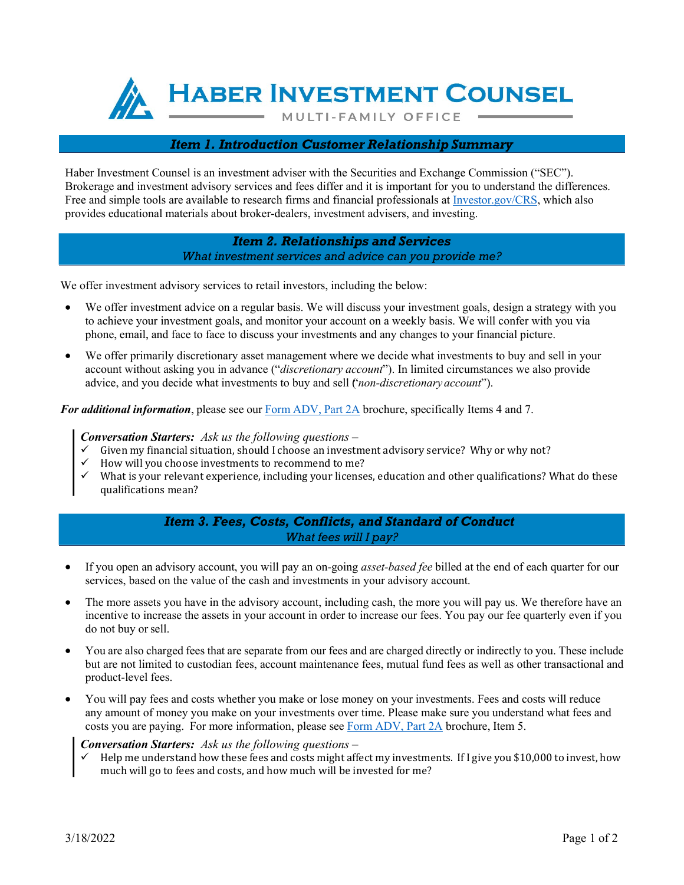# Haber Investment Counsel

MULTI-FAMILY OFFICE

## *Item 1. Introduction Customer Relationship Summary*

Haber Investment Counsel is an investment adviser with the Securities and Exchange Commission ("SEC"). Brokerage and investment advisory services and fees differ and it is important for you to understand the differences. Free and simple tools are available to research firms and financial professionals at [Investor.gov/CRS](Investor.gov/CRS), which also provides educational materials about broker-dealers, investment advisers, and investing.

## *Item 2. Relationships and Services*

*What investment services and advice can you provide me?*

We offer investment advisory services to retail investors, including the below:

- We offer investment advice on a regular basis. We will discuss your investment goals, design a strategy with you to achieve your investment goals, and monitor your account on a weekly basis. We will confer with you via phone, email, and face to face to discuss your investments and any changes to your financial picture.
- We offer primarily discretionary asset management where we decide what investments to buy and sell in your account without asking you in advance ("*discretionary account*"). In limited circumstances we also provide advice, and you decide what investments to buy and sell ('*non-discretionary account*").

***For additional information***, please see our Form ADV, Part 2A brochure, specifically Items 4 and 7.

> ***Conversation Starters:*** *Ask us the following questions –*
> - ✓ Given my financial situation, should I choose an investment advisory service? Why or why not?
> - ✓ How will you choose investments to recommend to me?
> - ✓ What is your relevant experience, including your licenses, education and other qualifications? What do these qualifications mean?

## *Item 3. Fees, Costs, Conflicts, and Standard of Conduct*

*What fees will I pay?*

- If you open an advisory account, you will pay an on-going *asset-based fee* billed at the end of each quarter for our services, based on the value of the cash and investments in your advisory account.
- The more assets you have in the advisory account, including cash, the more you will pay us. We therefore have an incentive to increase the assets in your account in order to increase our fees. You pay our fee quarterly even if you do not buy or sell.
- You are also charged fees that are separate from our fees and are charged directly or indirectly to you. These include but are not limited to custodian fees, account maintenance fees, mutual fund fees as well as other transactional and product-level fees.
- You will pay fees and costs whether you make or lose money on your investments. Fees and costs will reduce any amount of money you make on your investments over time. Please make sure you understand what fees and costs you are paying. For more information, please see Form ADV, Part 2A brochure, Item 5.

> ***Conversation Starters:*** *Ask us the following questions –*
> - ✓ Help me understand how these fees and costs might affect my investments. If I give you $10,000 to invest, how much will go to fees and costs, and how much will be invested for me?

3/18/2022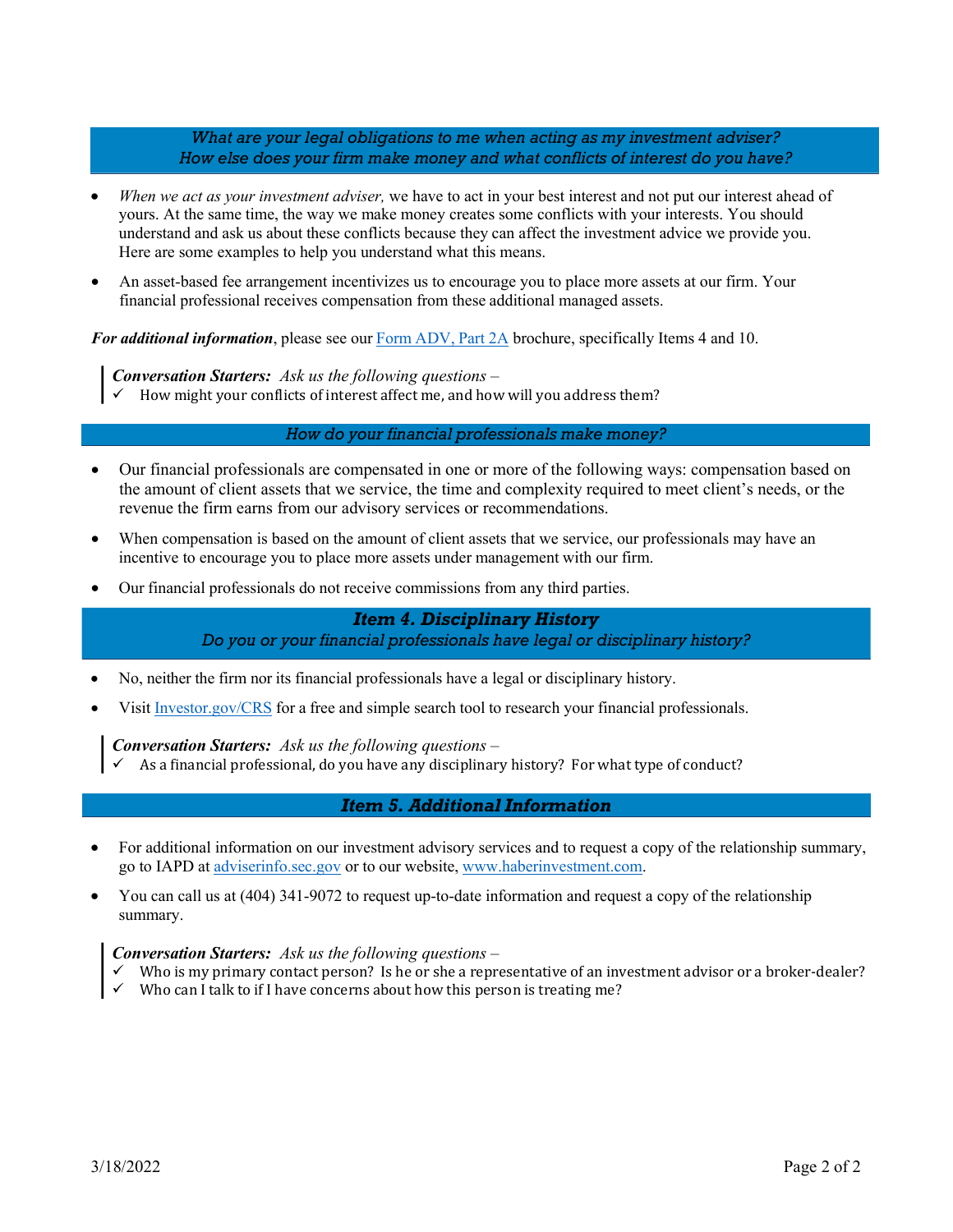## *What are your legal obligations to me when acting as my investment adviser?*
## *How else does your firm make money and what conflicts of interest do you have?*

- *When we act as your investment adviser,* we have to act in your best interest and not put our interest ahead of yours. At the same time, the way we make money creates some conflicts with your interests. You should understand and ask us about these conflicts because they can affect the investment advice we provide you. Here are some examples to help you understand what this means.
- An asset-based fee arrangement incentivizes us to encourage you to place more assets at our firm. Your financial professional receives compensation from these additional managed assets.

***For additional information***, please see our [Form ADV, Part 2A]() brochure, specifically Items 4 and 10.

> ***Conversation Starters:*** *Ask us the following questions –*
> ✓ How might your conflicts of interest affect me, and how will you address them?

## *How do your financial professionals make money?*

- Our financial professionals are compensated in one or more of the following ways: compensation based on the amount of client assets that we service, the time and complexity required to meet client's needs, or the revenue the firm earns from our advisory services or recommendations.
- When compensation is based on the amount of client assets that we service, our professionals may have an incentive to encourage you to place more assets under management with our firm.
- Our financial professionals do not receive commissions from any third parties.

## ***Item 4. Disciplinary History***
### *Do you or your financial professionals have legal or disciplinary history?*

- No, neither the firm nor its financial professionals have a legal or disciplinary history.
- Visit [Investor.gov/CRS]() for a free and simple search tool to research your financial professionals.

> ***Conversation Starters:*** *Ask us the following questions –*
> ✓ As a financial professional, do you have any disciplinary history? For what type of conduct?

## ***Item 5. Additional Information***

- For additional information on our investment advisory services and to request a copy of the relationship summary, go to IAPD at [adviserinfo.sec.gov]() or to our website, [www.haberinvestment.com]().
- You can call us at (404) 341-9072 to request up-to-date information and request a copy of the relationship summary.

> ***Conversation Starters:*** *Ask us the following questions –*
> ✓ Who is my primary contact person? Is he or she a representative of an investment advisor or a broker-dealer?
> ✓ Who can I talk to if I have concerns about how this person is treating me?

3/18/2022